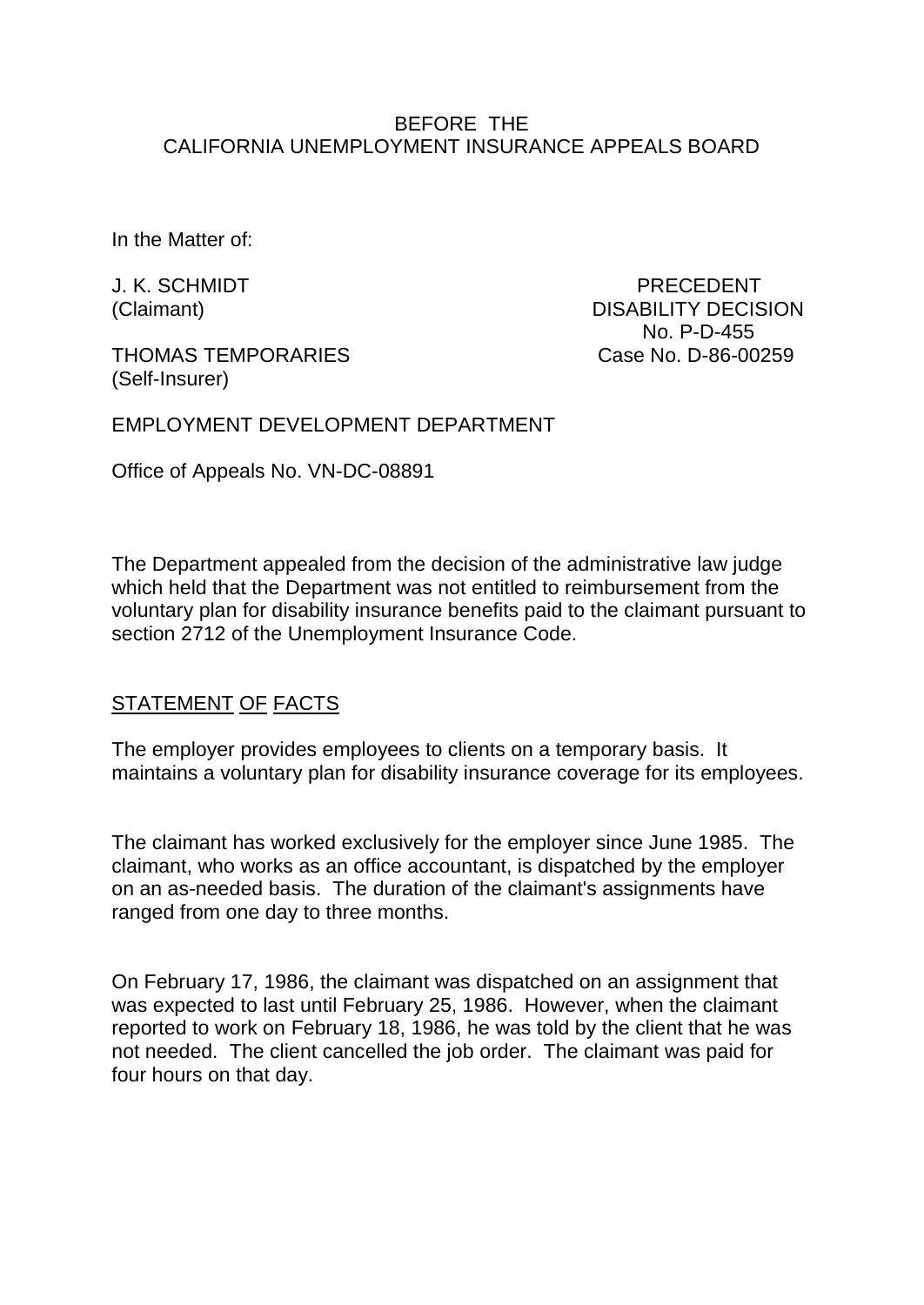BEFORE THE
CALIFORNIA UNEMPLOYMENT INSURANCE APPEALS BOARD

In the Matter of:

J. K. SCHMIDT
(Claimant)

PRECEDENT
DISABILITY DECISION
No. P-D-455
Case No. D-86-00259

THOMAS TEMPORARIES
(Self-Insurer)

EMPLOYMENT DEVELOPMENT DEPARTMENT

Office of Appeals No. VN-DC-08891

The Department appealed from the decision of the administrative law judge which held that the Department was not entitled to reimbursement from the voluntary plan for disability insurance benefits paid to the claimant pursuant to section 2712 of the Unemployment Insurance Code.

## STATEMENT OF FACTS

The employer provides employees to clients on a temporary basis. It maintains a voluntary plan for disability insurance coverage for its employees.

The claimant has worked exclusively for the employer since June 1985. The claimant, who works as an office accountant, is dispatched by the employer on an as-needed basis. The duration of the claimant's assignments have ranged from one day to three months.

On February 17, 1986, the claimant was dispatched on an assignment that was expected to last until February 25, 1986. However, when the claimant reported to work on February 18, 1986, he was told by the client that he was not needed. The client cancelled the job order. The claimant was paid for four hours on that day.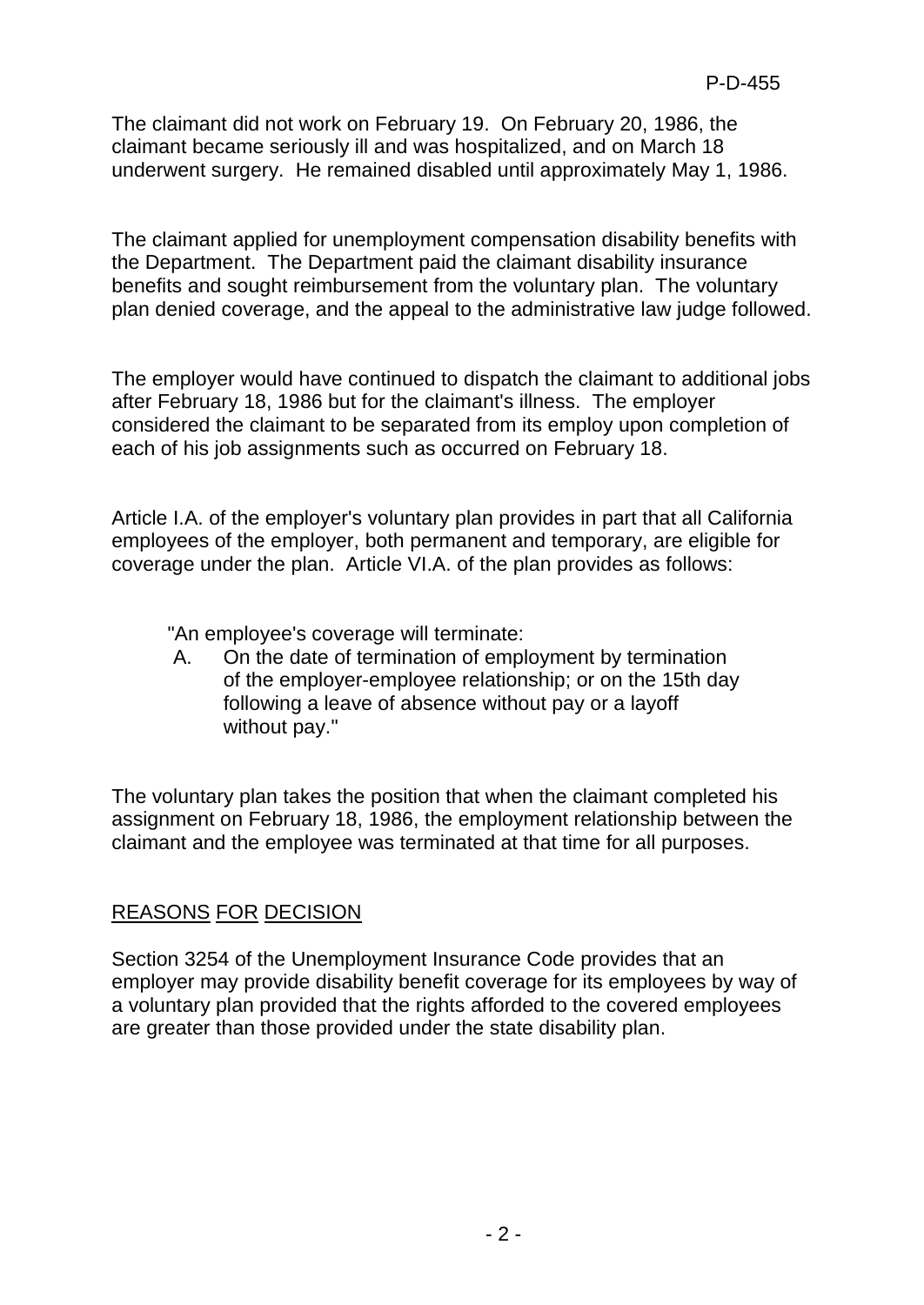The claimant did not work on February 19. On February 20, 1986, the claimant became seriously ill and was hospitalized, and on March 18 underwent surgery. He remained disabled until approximately May 1, 1986.

The claimant applied for unemployment compensation disability benefits with the Department. The Department paid the claimant disability insurance benefits and sought reimbursement from the voluntary plan. The voluntary plan denied coverage, and the appeal to the administrative law judge followed.

The employer would have continued to dispatch the claimant to additional jobs after February 18, 1986 but for the claimant's illness. The employer considered the claimant to be separated from its employ upon completion of each of his job assignments such as occurred on February 18.

Article I.A. of the employer's voluntary plan provides in part that all California employees of the employer, both permanent and temporary, are eligible for coverage under the plan. Article VI.A. of the plan provides as follows:

> "An employee's coverage will terminate:
> A. On the date of termination of employment by termination of the employer-employee relationship; or on the 15th day following a leave of absence without pay or a layoff without pay."

The voluntary plan takes the position that when the claimant completed his assignment on February 18, 1986, the employment relationship between the claimant and the employee was terminated at that time for all purposes.

## REASONS FOR DECISION

Section 3254 of the Unemployment Insurance Code provides that an employer may provide disability benefit coverage for its employees by way of a voluntary plan provided that the rights afforded to the covered employees are greater than those provided under the state disability plan.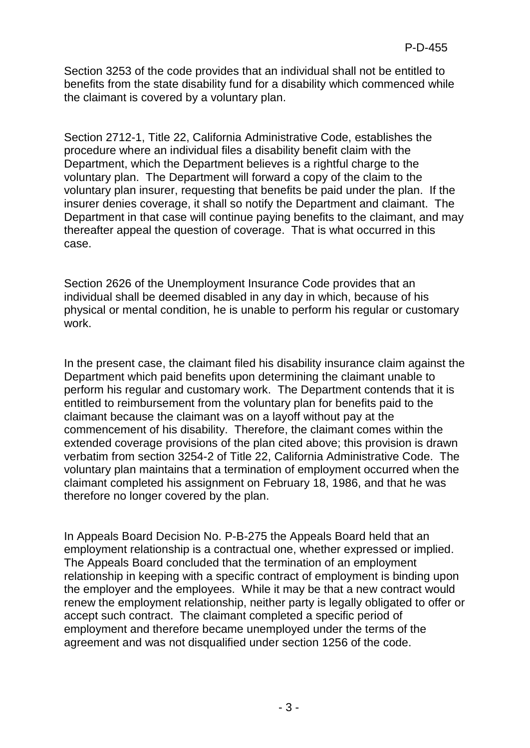Section 3253 of the code provides that an individual shall not be entitled to benefits from the state disability fund for a disability which commenced while the claimant is covered by a voluntary plan.

Section 2712-1, Title 22, California Administrative Code, establishes the procedure where an individual files a disability benefit claim with the Department, which the Department believes is a rightful charge to the voluntary plan. The Department will forward a copy of the claim to the voluntary plan insurer, requesting that benefits be paid under the plan. If the insurer denies coverage, it shall so notify the Department and claimant. The Department in that case will continue paying benefits to the claimant, and may thereafter appeal the question of coverage. That is what occurred in this case.

Section 2626 of the Unemployment Insurance Code provides that an individual shall be deemed disabled in any day in which, because of his physical or mental condition, he is unable to perform his regular or customary work.

In the present case, the claimant filed his disability insurance claim against the Department which paid benefits upon determining the claimant unable to perform his regular and customary work. The Department contends that it is entitled to reimbursement from the voluntary plan for benefits paid to the claimant because the claimant was on a layoff without pay at the commencement of his disability. Therefore, the claimant comes within the extended coverage provisions of the plan cited above; this provision is drawn verbatim from section 3254-2 of Title 22, California Administrative Code. The voluntary plan maintains that a termination of employment occurred when the claimant completed his assignment on February 18, 1986, and that he was therefore no longer covered by the plan.

In Appeals Board Decision No. P-B-275 the Appeals Board held that an employment relationship is a contractual one, whether expressed or implied. The Appeals Board concluded that the termination of an employment relationship in keeping with a specific contract of employment is binding upon the employer and the employees. While it may be that a new contract would renew the employment relationship, neither party is legally obligated to offer or accept such contract. The claimant completed a specific period of employment and therefore became unemployed under the terms of the agreement and was not disqualified under section 1256 of the code.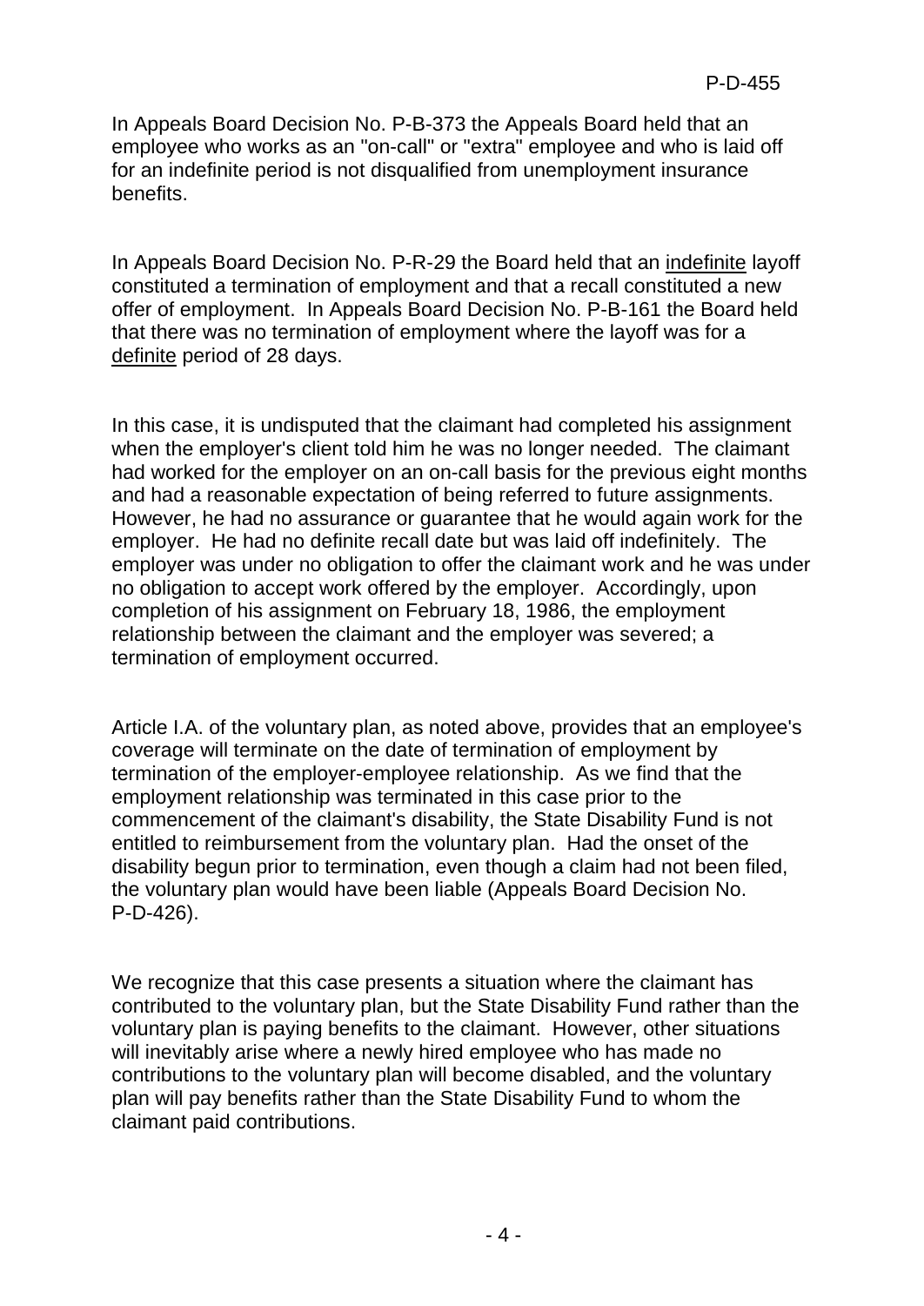In Appeals Board Decision No. P-B-373 the Appeals Board held that an employee who works as an "on-call" or "extra" employee and who is laid off for an indefinite period is not disqualified from unemployment insurance benefits.

In Appeals Board Decision No. P-R-29 the Board held that an indefinite layoff constituted a termination of employment and that a recall constituted a new offer of employment. In Appeals Board Decision No. P-B-161 the Board held that there was no termination of employment where the layoff was for a definite period of 28 days.

In this case, it is undisputed that the claimant had completed his assignment when the employer's client told him he was no longer needed. The claimant had worked for the employer on an on-call basis for the previous eight months and had a reasonable expectation of being referred to future assignments. However, he had no assurance or guarantee that he would again work for the employer. He had no definite recall date but was laid off indefinitely. The employer was under no obligation to offer the claimant work and he was under no obligation to accept work offered by the employer. Accordingly, upon completion of his assignment on February 18, 1986, the employment relationship between the claimant and the employer was severed; a termination of employment occurred.

Article I.A. of the voluntary plan, as noted above, provides that an employee's coverage will terminate on the date of termination of employment by termination of the employer-employee relationship. As we find that the employment relationship was terminated in this case prior to the commencement of the claimant's disability, the State Disability Fund is not entitled to reimbursement from the voluntary plan. Had the onset of the disability begun prior to termination, even though a claim had not been filed, the voluntary plan would have been liable (Appeals Board Decision No. P-D-426).

We recognize that this case presents a situation where the claimant has contributed to the voluntary plan, but the State Disability Fund rather than the voluntary plan is paying benefits to the claimant. However, other situations will inevitably arise where a newly hired employee who has made no contributions to the voluntary plan will become disabled, and the voluntary plan will pay benefits rather than the State Disability Fund to whom the claimant paid contributions.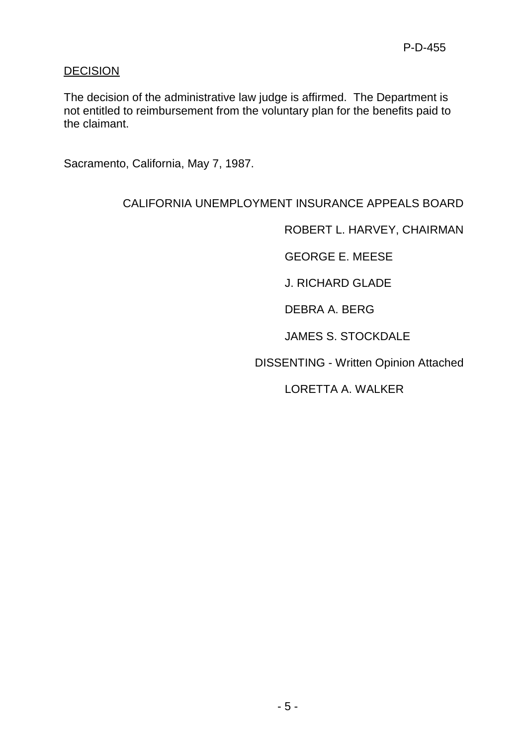DECISION

The decision of the administrative law judge is affirmed. The Department is not entitled to reimbursement from the voluntary plan for the benefits paid to the claimant.

Sacramento, California, May 7, 1987.

CALIFORNIA UNEMPLOYMENT INSURANCE APPEALS BOARD

ROBERT L. HARVEY, CHAIRMAN

GEORGE E. MEESE

J. RICHARD GLADE

DEBRA A. BERG

JAMES S. STOCKDALE

DISSENTING - Written Opinion Attached

LORETTA A. WALKER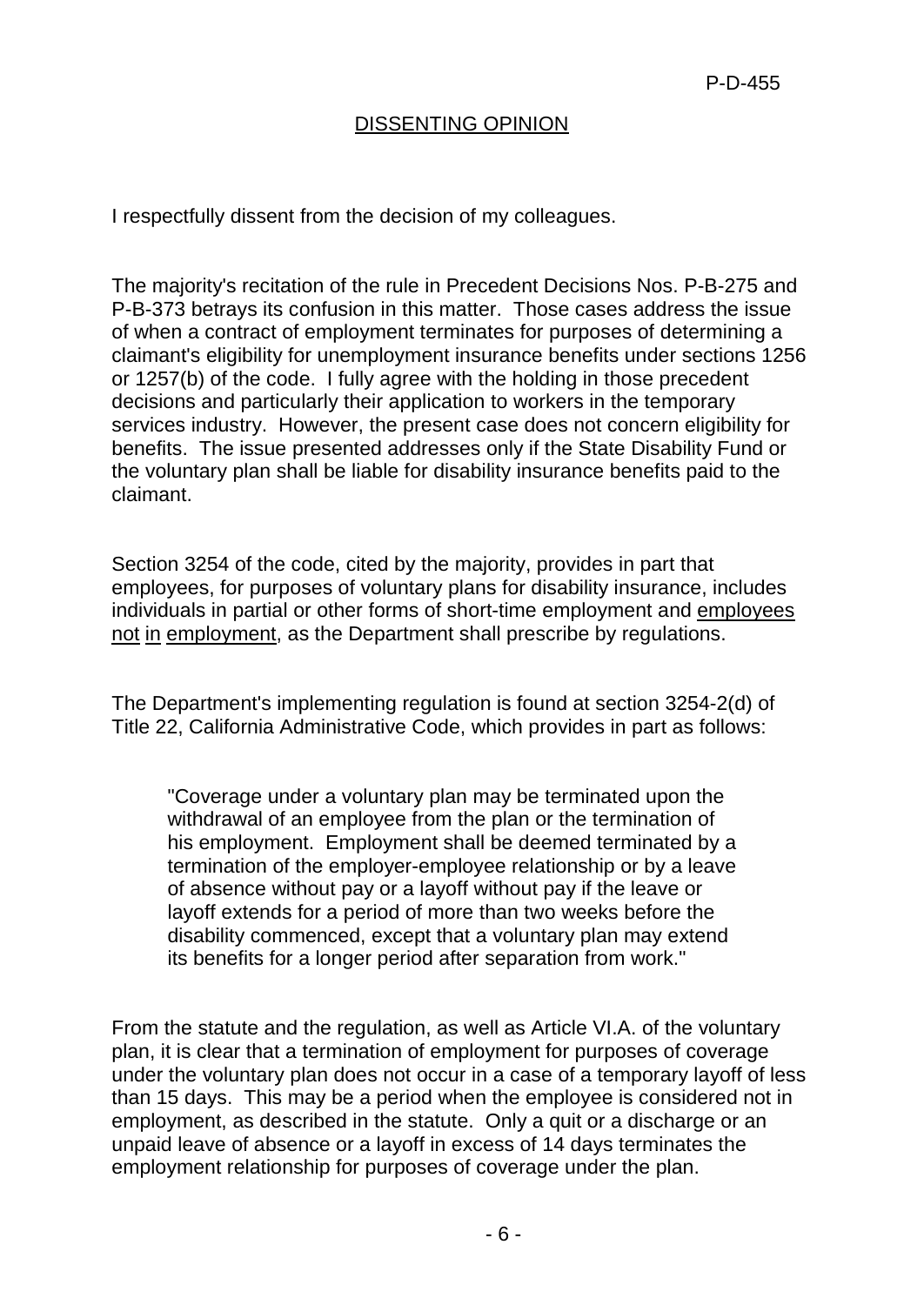## DISSENTING OPINION

I respectfully dissent from the decision of my colleagues.

The majority's recitation of the rule in Precedent Decisions Nos. P-B-275 and P-B-373 betrays its confusion in this matter. Those cases address the issue of when a contract of employment terminates for purposes of determining a claimant's eligibility for unemployment insurance benefits under sections 1256 or 1257(b) of the code. I fully agree with the holding in those precedent decisions and particularly their application to workers in the temporary services industry. However, the present case does not concern eligibility for benefits. The issue presented addresses only if the State Disability Fund or the voluntary plan shall be liable for disability insurance benefits paid to the claimant.

Section 3254 of the code, cited by the majority, provides in part that employees, for purposes of voluntary plans for disability insurance, includes individuals in partial or other forms of short-time employment and <u>employees not in employment</u>, as the Department shall prescribe by regulations.

The Department's implementing regulation is found at section 3254-2(d) of Title 22, California Administrative Code, which provides in part as follows:

> "Coverage under a voluntary plan may be terminated upon the withdrawal of an employee from the plan or the termination of his employment. Employment shall be deemed terminated by a termination of the employer-employee relationship or by a leave of absence without pay or a layoff without pay if the leave or layoff extends for a period of more than two weeks before the disability commenced, except that a voluntary plan may extend its benefits for a longer period after separation from work."

From the statute and the regulation, as well as Article VI.A. of the voluntary plan, it is clear that a termination of employment for purposes of coverage under the voluntary plan does not occur in a case of a temporary layoff of less than 15 days. This may be a period when the employee is considered not in employment, as described in the statute. Only a quit or a discharge or an unpaid leave of absence or a layoff in excess of 14 days terminates the employment relationship for purposes of coverage under the plan.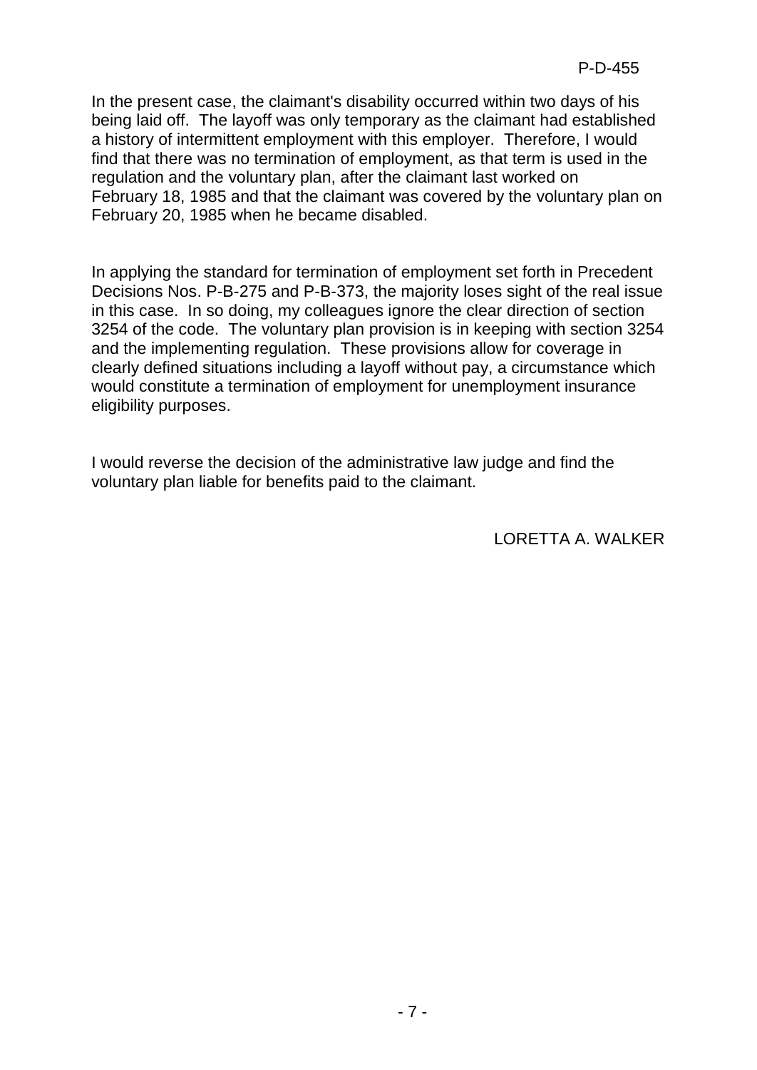In the present case, the claimant's disability occurred within two days of his being laid off. The layoff was only temporary as the claimant had established a history of intermittent employment with this employer. Therefore, I would find that there was no termination of employment, as that term is used in the regulation and the voluntary plan, after the claimant last worked on February 18, 1985 and that the claimant was covered by the voluntary plan on February 20, 1985 when he became disabled.

In applying the standard for termination of employment set forth in Precedent Decisions Nos. P-B-275 and P-B-373, the majority loses sight of the real issue in this case. In so doing, my colleagues ignore the clear direction of section 3254 of the code. The voluntary plan provision is in keeping with section 3254 and the implementing regulation. These provisions allow for coverage in clearly defined situations including a layoff without pay, a circumstance which would constitute a termination of employment for unemployment insurance eligibility purposes.

I would reverse the decision of the administrative law judge and find the voluntary plan liable for benefits paid to the claimant.

LORETTA A. WALKER